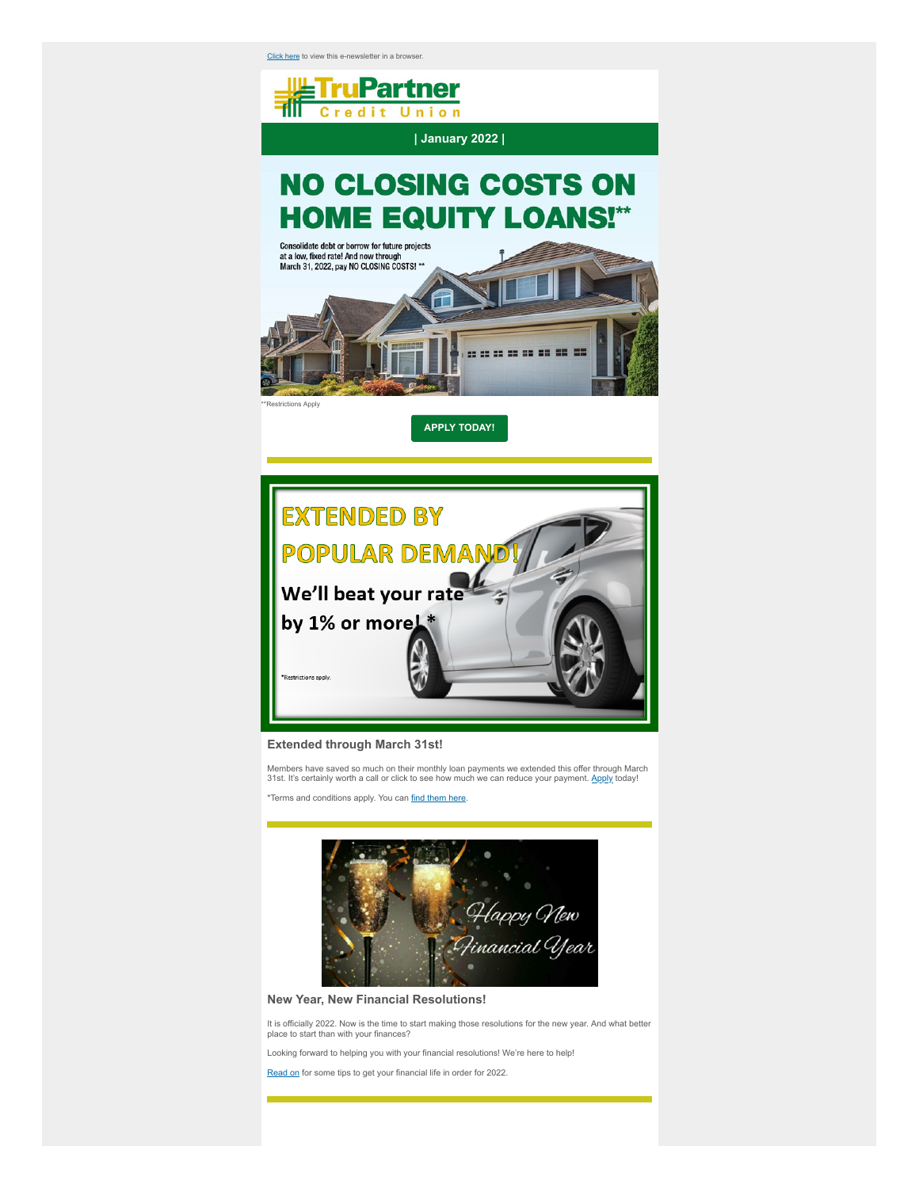Click here to view this e-newsletter in a browser.

TruPartner Credit Union

**| January 2022 |**

# NO CLOSING COSTS ON HOME EQUITY LOANS!**

Consolidate debt or borrow for future projects at a low, fixed rate! And now through March 31, 2022, pay NO CLOSING COSTS! **

**Restrictions Apply

**APPLY TODAY!**

# EXTENDED BY POPULAR DEMAND!

We'll beat your rate by 1% or more! *

*Restrictions apply.

### Extended through March 31st!

Members have saved so much on their monthly loan payments we extended this offer through March 31st. It's certainly worth a call or click to see how much we can reduce your payment. Apply today!

*Terms and conditions apply. You can find them here.

Happy New Financial Year

### New Year, New Financial Resolutions!

It is officially 2022. Now is the time to start making those resolutions for the new year. And what better place to start than with your finances?

Looking forward to helping you with your financial resolutions! We're here to help!

Read on for some tips to get your financial life in order for 2022.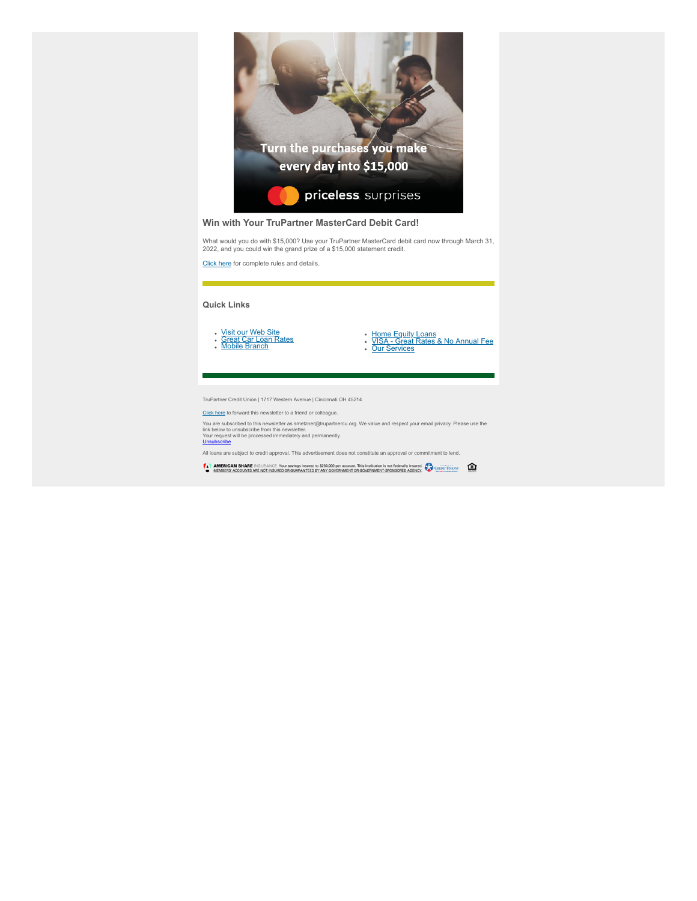Turn the purchases you make every day into $15,000

priceless. surprises

## Win with Your TruPartner MasterCard Debit Card!

What would you do with $15,000? Use your TruPartner MasterCard debit card now through March 31, 2022, and you could win the grand prize of a $15,000 statement credit.

Click here for complete rules and details.

### Quick Links

- Visit our Web Site
- Great Car Loan Rates
- Mobile Branch
- Home Equity Loans
- VISA - Great Rates & No Annual Fee
- Our Services

TruPartner Credit Union | 1717 Western Avenue | Cincinnati OH 45214

Click here to forward this newsletter to a friend or colleague.

You are subscribed to this newsletter as smetzner@trupartnercu.org. We value and respect your email privacy. Please use the link below to unsubscribe from this newsletter.
Your request will be processed immediately and permanently.
Unsubscribe

All loans are subject to credit approval. This advertisement does not constitute an approval or commitment to lend.

AMERICAN SHARE INSURANCE Your savings insured to $250,000 per account. This institution is not federally insured. MEMBERS' ACCOUNTS ARE NOT INSURED OR GUARANTEED BY ANY GOVERNMENT OR GOVERNMENT-SPONSORED AGENCY.